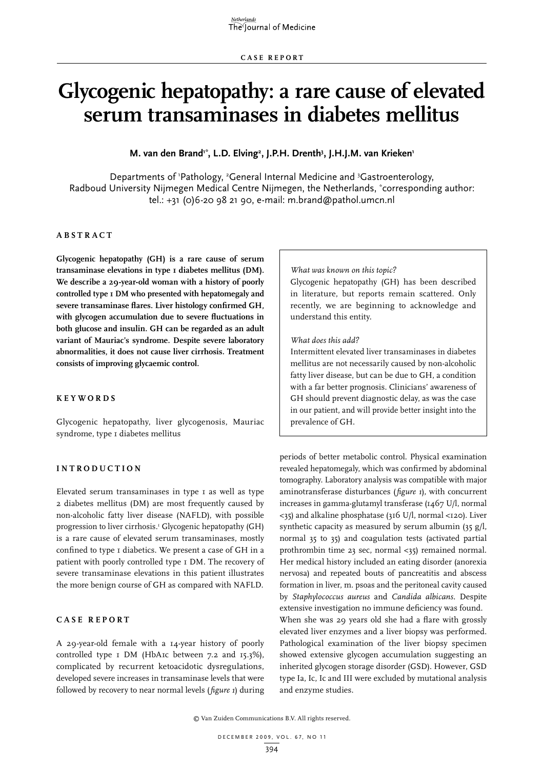CASE REPORT

# Glycogenic hepatopathy: a rare cause of elevated serum transaminases in diabetes mellitus

**M. van den Brand[1*], L.D. Elving[2], J.P.H. Drenth[3], J.H.J.M. van Krieken[1]**

Departments of [1]Pathology, [2]General Internal Medicine and [3]Gastroenterology, Radboud University Nijmegen Medical Centre Nijmegen, the Netherlands, *corresponding author: tel.: +31 (0)6-20 98 21 90, e-mail: m.brand@pathol.umcn.nl

## ABSTRACT

**Glycogenic hepatopathy (GH) is a rare cause of serum transaminase elevations in type 1 diabetes mellitus (DM). We describe a 29-year-old woman with a history of poorly controlled type 1 DM who presented with hepatomegaly and severe transaminase flares. Liver histology confirmed GH, with glycogen accumulation due to severe fluctuations in both glucose and insulin. GH can be regarded as an adult variant of Mauriac's syndrome. Despite severe laboratory abnormalities, it does not cause liver cirrhosis. Treatment consists of improving glycaemic control.**

## KEYWORDS

Glycogenic hepatopathy, liver glycogenosis, Mauriac syndrome, type 1 diabetes mellitus

> *What was known on this topic?*
> Glycogenic hepatopathy (GH) has been described in literature, but reports remain scattered. Only recently, we are beginning to acknowledge and understand this entity.
>
> *What does this add?*
> Intermittent elevated liver transaminases in diabetes mellitus are not necessarily caused by non-alcoholic fatty liver disease, but can be due to GH, a condition with a far better prognosis. Clinicians' awareness of GH should prevent diagnostic delay, as was the case in our patient, and will provide better insight into the prevalence of GH.

## INTRODUCTION

Elevated serum transaminases in type 1 as well as type 2 diabetes mellitus (DM) are most frequently caused by non-alcoholic fatty liver disease (NAFLD), with possible progression to liver cirrhosis.[1] Glycogenic hepatopathy (GH) is a rare cause of elevated serum transaminases, mostly confined to type 1 diabetics. We present a case of GH in a patient with poorly controlled type 1 DM. The recovery of severe transaminase elevations in this patient illustrates the more benign course of GH as compared with NAFLD.

## CASE REPORT

A 29-year-old female with a 14-year history of poorly controlled type 1 DM (HbA1c between 7.2 and 15.3%), complicated by recurrent ketoacidotic dysregulations, developed severe increases in transaminase levels that were followed by recovery to near normal levels (*figure 1*) during periods of better metabolic control. Physical examination revealed hepatomegaly, which was confirmed by abdominal tomography. Laboratory analysis was compatible with major aminotransferase disturbances (*figure 1*), with concurrent increases in gamma-glutamyl transferase (1467 U/l, normal <35) and alkaline phosphatase (316 U/l, normal <120). Liver synthetic capacity as measured by serum albumin (35 g/l, normal 35 to 35) and coagulation tests (activated partial prothrombin time 23 sec, normal <35) remained normal. Her medical history included an eating disorder (anorexia nervosa) and repeated bouts of pancreatitis and abscess formation in liver, m. psoas and the peritoneal cavity caused by *Staphylococcus aureus* and *Candida albicans*. Despite extensive investigation no immune deficiency was found. When she was 29 years old she had a flare with grossly elevated liver enzymes and a liver biopsy was performed. Pathological examination of the liver biopsy specimen showed extensive glycogen accumulation suggesting an inherited glycogen storage disorder (GSD). However, GSD type Ia, Ic, Ic and III were excluded by mutational analysis and enzyme studies.

© Van Zuiden Communications B.V. All rights reserved.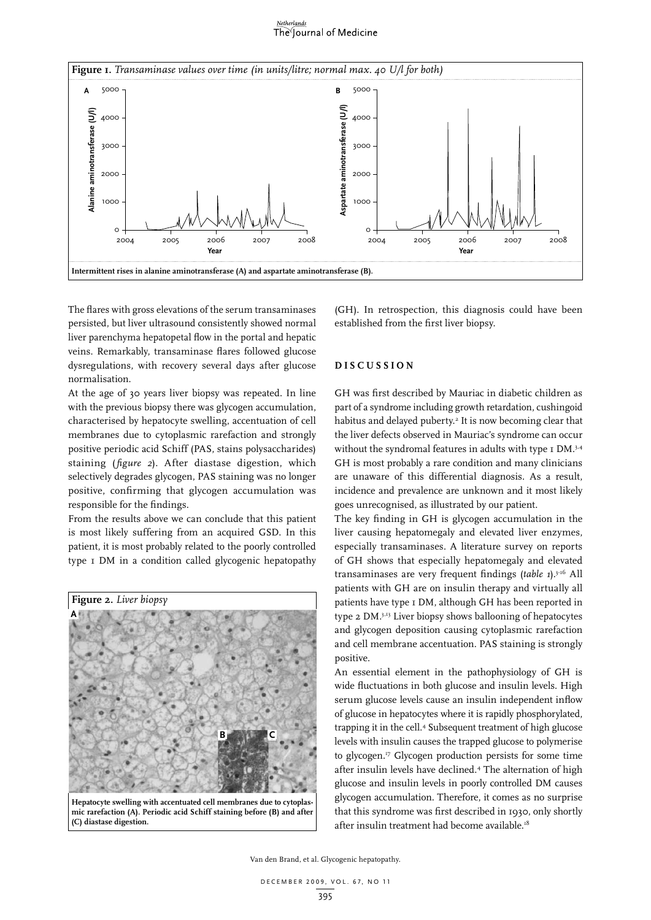**Figure 1.** *Transaminase values over time (in units/litre; normal max. 40 U/l for both)*

Intermittent rises in alanine aminotransferase (A) and aspartate aminotransferase (B).

The flares with gross elevations of the serum transaminases persisted, but liver ultrasound consistently showed normal liver parenchyma hepatopetal flow in the portal and hepatic veins. Remarkably, transaminase flares followed glucose dysregulations, with recovery several days after glucose normalisation.

At the age of 30 years liver biopsy was repeated. In line with the previous biopsy there was glycogen accumulation, characterised by hepatocyte swelling, accentuation of cell membranes due to cytoplasmic rarefaction and strongly positive periodic acid Schiff (PAS, stains polysaccharides) staining (*figure 2*). After diastase digestion, which selectively degrades glycogen, PAS staining was no longer positive, confirming that glycogen accumulation was responsible for the findings.

From the results above we can conclude that this patient is most likely suffering from an acquired GSD. In this patient, it is most probably related to the poorly controlled type 1 DM in a condition called glycogenic hepatopathy (GH). In retrospection, this diagnosis could have been established from the first liver biopsy.

**Figure 2.** *Liver biopsy*

Hepatocyte swelling with accentuated cell membranes due to cytoplasmic rarefaction (A). Periodic acid Schiff staining before (B) and after (C) diastase digestion.

## DISCUSSION

GH was first described by Mauriac in diabetic children as part of a syndrome including growth retardation, cushingoid habitus and delayed puberty.[2] It is now becoming clear that the liver defects observed in Mauriac's syndrome can occur without the syndromal features in adults with type 1 DM.[3,4] GH is most probably a rare condition and many clinicians are unaware of this differential diagnosis. As a result, incidence and prevalence are unknown and it most likely goes unrecognised, as illustrated by our patient.

The key finding in GH is glycogen accumulation in the liver causing hepatomegaly and elevated liver enzymes, especially transaminases. A literature survey on reports of GH shows that especially hepatomegaly and elevated transaminases are very frequent findings (*table 1*).[3-16] All patients with GH are on insulin therapy and virtually all patients have type 1 DM, although GH has been reported in type 2 DM.[3,13] Liver biopsy shows ballooning of hepatocytes and glycogen deposition causing cytoplasmic rarefaction and cell membrane accentuation. PAS staining is strongly positive.

An essential element in the pathophysiology of GH is wide fluctuations in both glucose and insulin levels. High serum glucose levels cause an insulin independent inflow of glucose in hepatocytes where it is rapidly phosphorylated, trapping it in the cell.[4] Subsequent treatment of high glucose levels with insulin causes the trapped glucose to polymerise to glycogen.[17] Glycogen production persists for some time after insulin levels have declined.[4] The alternation of high glucose and insulin levels in poorly controlled DM causes glycogen accumulation. Therefore, it comes as no surprise that this syndrome was first described in 1930, only shortly after insulin treatment had become available.[18]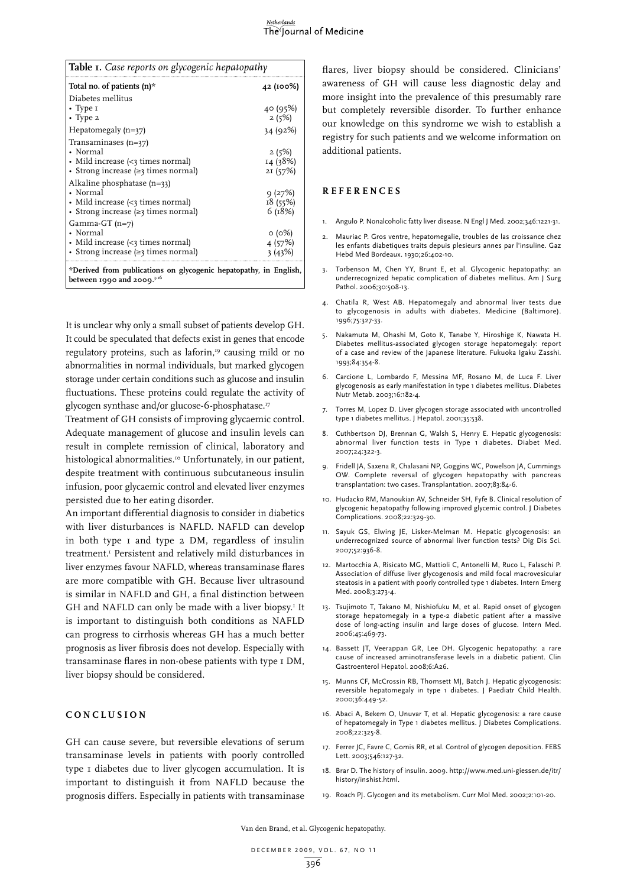**Table 1.** *Case reports on glycogenic hepatopathy*

| | |
|---|---|
| **Total no. of patients (n)*** | **42 (100%)** |
| Diabetes mellitus | |
| • Type 1 | 40 (95%) |
| • Type 2 | 2 (5%) |
| Hepatomegaly (n=37) | 34 (92%) |
| Transaminases (n=37) | |
| • Normal | 2 (5%) |
| • Mild increase (<3 times normal) | 14 (38%) |
| • Strong increase (≥3 times normal) | 21 (57%) |
| Alkaline phosphatase (n=33) | |
| • Normal | 9 (27%) |
| • Mild increase (<3 times normal) | 18 (55%) |
| • Strong increase (≥3 times normal) | 6 (18%) |
| Gamma-GT (n=7) | |
| • Normal | 0 (0%) |
| • Mild increase (<3 times normal) | 4 (57%) |
| • Strong increase (≥3 times normal) | 3 (43%) |

**\*Derived from publications on glycogenic hepatopathy, in English, between 1990 and 2009.[3-16]**

It is unclear why only a small subset of patients develop GH. It could be speculated that defects exist in genes that encode regulatory proteins, such as laforin,[19] causing mild or no abnormalities in normal individuals, but marked glycogen storage under certain conditions such as glucose and insulin fluctuations. These proteins could regulate the activity of glycogen synthase and/or glucose-6-phosphatase.[17]

Treatment of GH consists of improving glycaemic control. Adequate management of glucose and insulin levels can result in complete remission of clinical, laboratory and histological abnormalities.[10] Unfortunately, in our patient, despite treatment with continuous subcutaneous insulin infusion, poor glycaemic control and elevated liver enzymes persisted due to her eating disorder.

An important differential diagnosis to consider in diabetics with liver disturbances is NAFLD. NAFLD can develop in both type 1 and type 2 DM, regardless of insulin treatment.[1] Persistent and relatively mild disturbances in liver enzymes favour NAFLD, whereas transaminase flares are more compatible with GH. Because liver ultrasound is similar in NAFLD and GH, a final distinction between GH and NAFLD can only be made with a liver biopsy.[1] It is important to distinguish both conditions as NAFLD can progress to cirrhosis whereas GH has a much better prognosis as liver fibrosis does not develop. Especially with transaminase flares in non-obese patients with type 1 DM, liver biopsy should be considered.

## CONCLUSION

GH can cause severe, but reversible elevations of serum transaminase levels in patients with poorly controlled type 1 diabetes due to liver glycogen accumulation. It is important to distinguish it from NAFLD because the prognosis differs. Especially in patients with transaminase flares, liver biopsy should be considered. Clinicians' awareness of GH will cause less diagnostic delay and more insight into the prevalence of this presumably rare but completely reversible disorder. To further enhance our knowledge on this syndrome we wish to establish a registry for such patients and we welcome information on additional patients.

## REFERENCES

1. Angulo P. Nonalcoholic fatty liver disease. N Engl J Med. 2002;346:1221-31.
2. Mauriac P. Gros ventre, hepatomegalie, troubles de las croissance chez les enfants diabetiques traits depuis plesieurs annes par l'insuline. Gaz Hebd Med Bordeaux. 1930;26:402-10.
3. Torbenson M, Chen YY, Brunt E, et al. Glycogenic hepatopathy: an underrecognized hepatic complication of diabetes mellitus. Am J Surg Pathol. 2006;30:508-13.
4. Chatila R, West AB. Hepatomegaly and abnormal liver tests due to glycogenosis in adults with diabetes. Medicine (Baltimore). 1996;75:327-33.
5. Nakamuta M, Ohashi M, Goto K, Tanabe Y, Hiroshige K, Nawata H. Diabetes mellitus-associated glycogen storage hepatomegaly: report of a case and review of the Japanese literature. Fukuoka Igaku Zasshi. 1993;84:354-8.
6. Carcione L, Lombardo F, Messina MF, Rosano M, de Luca F. Liver glycogenosis as early manifestation in type 1 diabetes mellitus. Diabetes Nutr Metab. 2003;16:182-4.
7. Torres M, Lopez D. Liver glycogen storage associated with uncontrolled type 1 diabetes mellitus. J Hepatol. 2001;35:538.
8. Cuthbertson DJ, Brennan G, Walsh S, Henry E. Hepatic glycogenosis: abnormal liver function tests in Type 1 diabetes. Diabet Med. 2007;24:322-3.
9. Fridell JA, Saxena R, Chalasani NP, Goggins WC, Powelson JA, Cummings OW. Complete reversal of glycogen hepatopathy with pancreas transplantation: two cases. Transplantation. 2007;83:84-6.
10. Hudacko RM, Manoukian AV, Schneider SH, Fyfe B. Clinical resolution of glycogenic hepatopathy following improved glycemic control. J Diabetes Complications. 2008;22:329-30.
11. Sayuk GS, Elwing JE, Lisker-Melman M. Hepatic glycogenosis: an underrecognized source of abnormal liver function tests? Dig Dis Sci. 2007;52:936-8.
12. Martocchia A, Risicato MG, Mattioli C, Antonelli M, Ruco L, Falaschi P. Association of diffuse liver glycogenosis and mild focal macrovesicular steatosis in a patient with poorly controlled type 1 diabetes. Intern Emerg Med. 2008;3:273-4.
13. Tsujimoto T, Takano M, Nishiofuku M, et al. Rapid onset of glycogen storage hepatomegaly in a type-2 diabetic patient after a massive dose of long-acting insulin and large doses of glucose. Intern Med. 2006;45:469-73.
14. Bassett JT, Veerappan GR, Lee DH. Glycogenic hepatopathy: a rare cause of increased aminotransferase levels in a diabetic patient. Clin Gastroenterol Hepatol. 2008;6:A26.
15. Munns CF, McCrossin RB, Thomsett MJ, Batch J. Hepatic glycogenosis: reversible hepatomegaly in type 1 diabetes. J Paediatr Child Health. 2000;36:449-52.
16. Abaci A, Bekem O, Unuvar T, et al. Hepatic glycogenosis: a rare cause of hepatomegaly in Type 1 diabetes mellitus. J Diabetes Complications. 2008;22:325-8.
17. Ferrer JC, Favre C, Gomis RR, et al. Control of glycogen deposition. FEBS Lett. 2003;546:127-32.
18. Brar D. The history of insulin. 2009. http://www.med.uni-giessen.de/itr/history/inshist.html.
19. Roach PJ. Glycogen and its metabolism. Curr Mol Med. 2002;2:101-20.